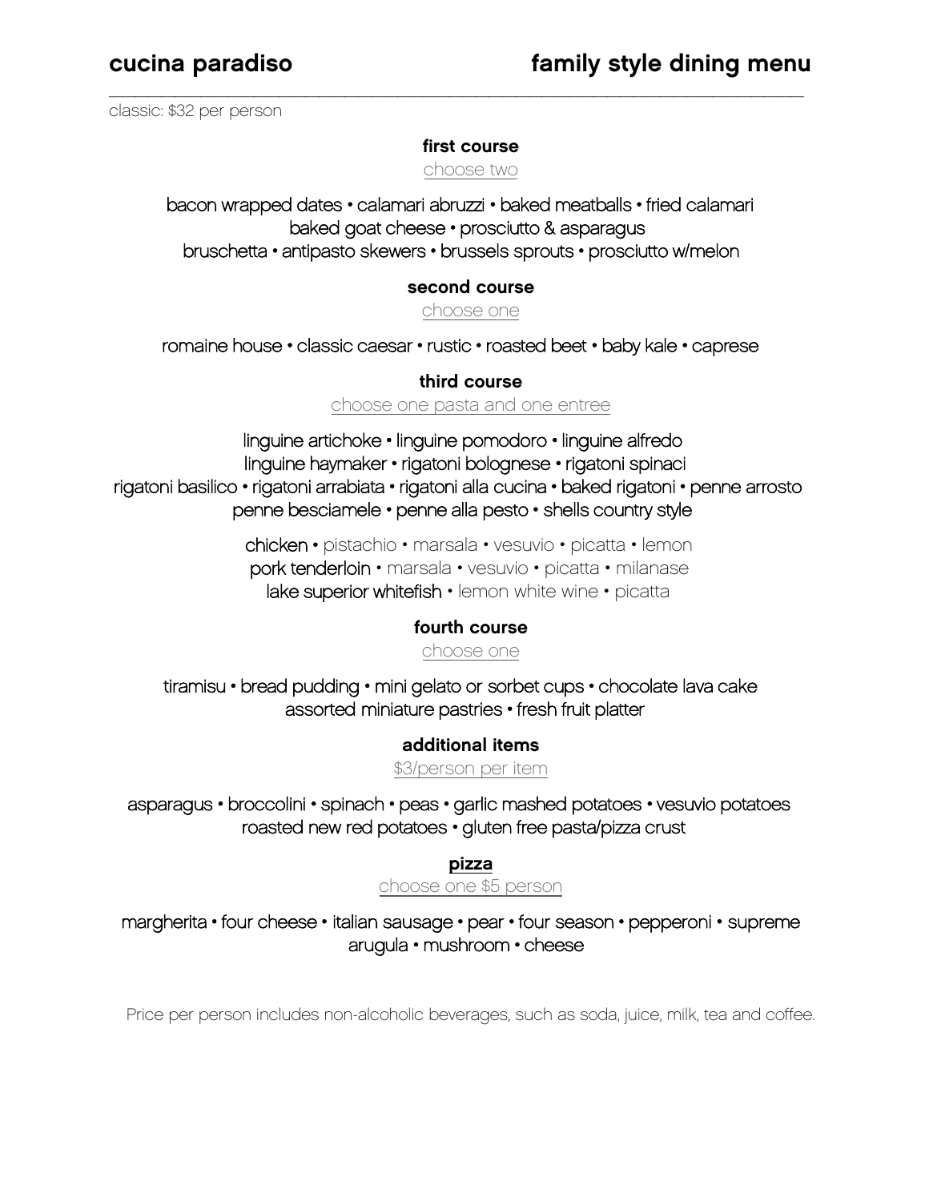# cucina paradiso

## family style dining menu

classic: $32 per person

### first course

choose two

bacon wrapped dates • calamari abruzzi • baked meatballs • fried calamari
baked goat cheese • prosciutto & asparagus
bruschetta • antipasto skewers • brussels sprouts • prosciutto w/melon

### second course

choose one

romaine house • classic caesar • rustic • roasted beet • baby kale • caprese

### third course

choose one pasta and one entree

linguine artichoke • linguine pomodoro • linguine alfredo
linguine haymaker • rigatoni bolognese • rigatoni spinaci
rigatoni basilico • rigatoni arrabiata • rigatoni alla cucina • baked rigatoni • penne arrosto
penne besciamele • penne alla pesto • shells country style

chicken • pistachio • marsala • vesuvio • picatta • lemon
pork tenderloin • marsala • vesuvio • picatta • milanase
lake superior whitefish • lemon white wine • picatta

### fourth course

choose one

tiramisu • bread pudding • mini gelato or sorbet cups • chocolate lava cake
assorted miniature pastries • fresh fruit platter

### additional items

$3/person per item

asparagus • broccolini • spinach • peas • garlic mashed potatoes • vesuvio potatoes
roasted new red potatoes • gluten free pasta/pizza crust

### pizza

choose one $5 person

margherita • four cheese • italian sausage • pear • four season • pepperoni • supreme
arugula • mushroom • cheese

Price per person includes non-alcoholic beverages, such as soda, juice, milk, tea and coffee.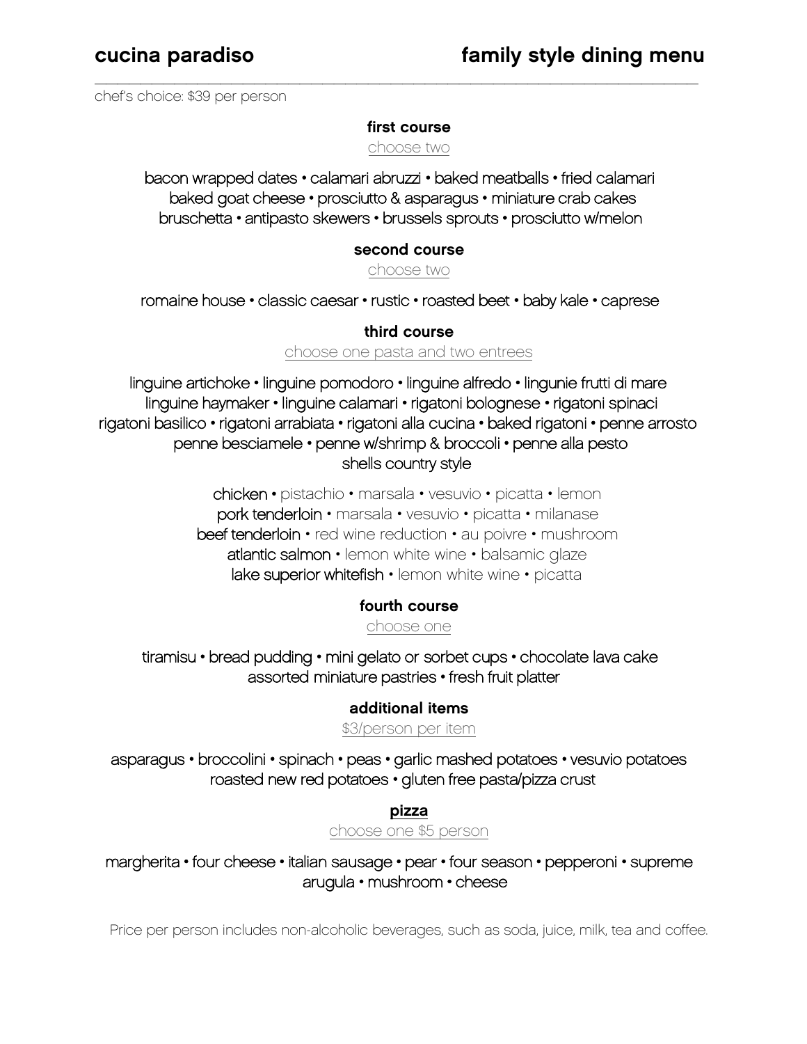**cucina paradiso** **family style dining menu**

---

chef's choice: $39 per person

### first course

choose two

bacon wrapped dates • calamari abruzzi • baked meatballs • fried calamari
baked goat cheese • prosciutto & asparagus • miniature crab cakes
bruschetta • antipasto skewers • brussels sprouts • prosciutto w/melon

### second course

choose two

romaine house • classic caesar • rustic • roasted beet • baby kale • caprese

### third course

choose one pasta and two entrees

linguine artichoke • linguine pomodoro • linguine alfredo • lingunie frutti di mare
linguine haymaker • linguine calamari • rigatoni bolognese • rigatoni spinaci
rigatoni basilico • rigatoni arrabiata • rigatoni alla cucina • baked rigatoni • penne arrosto
penne besciamele • penne w/shrimp & broccoli • penne alla pesto
shells country style

chicken • pistachio • marsala • vesuvio • picatta • lemon
pork tenderloin • marsala • vesuvio • picatta • milanase
beef tenderloin • red wine reduction • au poivre • mushroom
atlantic salmon • lemon white wine • balsamic glaze
lake superior whitefish • lemon white wine • picatta

### fourth course

choose one

tiramisu • bread pudding • mini gelato or sorbet cups • chocolate lava cake
assorted miniature pastries • fresh fruit platter

### additional items

$3/person per item

asparagus • broccolini • spinach • peas • garlic mashed potatoes • vesuvio potatoes
roasted new red potatoes • gluten free pasta/pizza crust

### pizza

choose one $5 person

margherita • four cheese • italian sausage • pear • four season • pepperoni • supreme
arugula • mushroom • cheese

Price per person includes non-alcoholic beverages, such as soda, juice, milk, tea and coffee.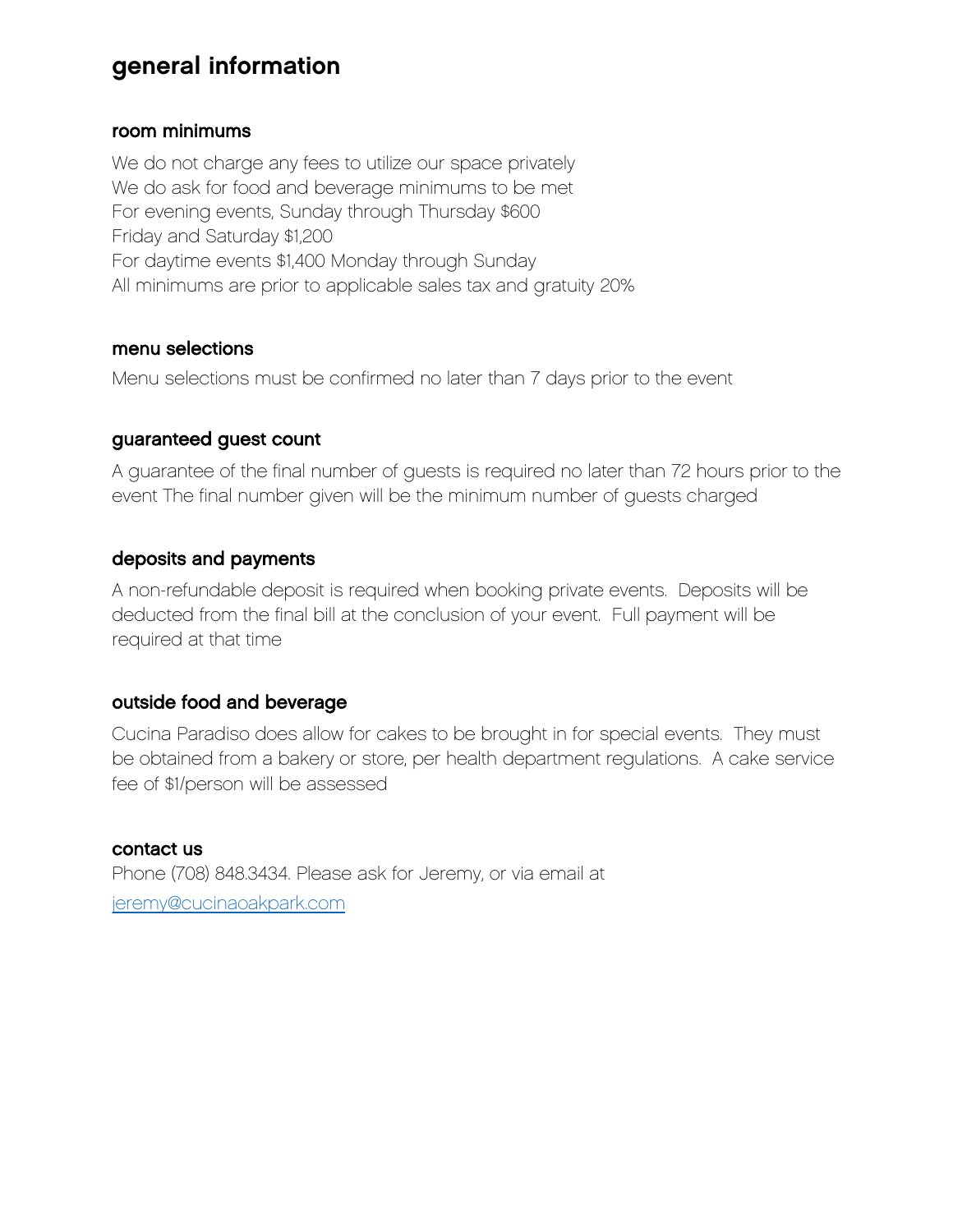## general information

### room minimums

We do not charge any fees to utilize our space privately
We do ask for food and beverage minimums to be met
For evening events, Sunday through Thursday $600
Friday and Saturday $1,200
For daytime events $1,400 Monday through Sunday
All minimums are prior to applicable sales tax and gratuity 20%

### menu selections

Menu selections must be confirmed no later than 7 days prior to the event

### guaranteed guest count

A guarantee of the final number of guests is required no later than 72 hours prior to the event The final number given will be the minimum number of guests charged

### deposits and payments

A non-refundable deposit is required when booking private events. Deposits will be deducted from the final bill at the conclusion of your event. Full payment will be required at that time

### outside food and beverage

Cucina Paradiso does allow for cakes to be brought in for special events. They must be obtained from a bakery or store, per health department regulations. A cake service fee of $1/person will be assessed

### contact us

Phone (708) 848.3434. Please ask for Jeremy, or via email at
[jeremy@cucinaoakpark.com](mailto:jeremy@cucinaoakpark.com)